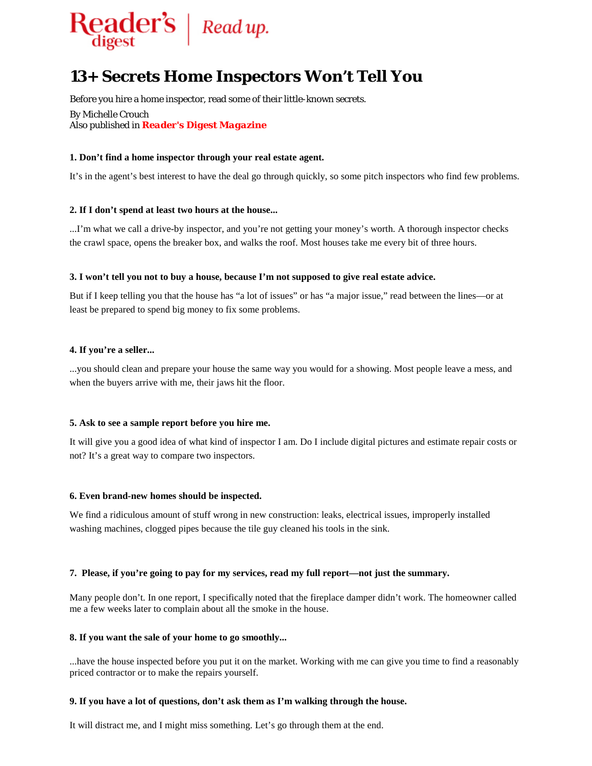Reader's digest | Read up.

# 13+ Secrets Home Inspectors Won't Tell You

Before you hire a home inspector, read some of their little-known secrets.

By Michelle Crouch
Also published in **Reader's Digest Magazine**

**1. Don't find a home inspector through your real estate agent.**

It's in the agent's best interest to have the deal go through quickly, so some pitch inspectors who find few problems.

**2. If I don't spend at least two hours at the house...**

...I'm what we call a drive-by inspector, and you're not getting your money's worth. A thorough inspector checks the crawl space, opens the breaker box, and walks the roof. Most houses take me every bit of three hours.

**3. I won't tell you not to buy a house, because I'm not supposed to give real estate advice.**

But if I keep telling you that the house has "a lot of issues" or has "a major issue," read between the lines—or at least be prepared to spend big money to fix some problems.

**4. If you're a seller...**

...you should clean and prepare your house the same way you would for a showing. Most people leave a mess, and when the buyers arrive with me, their jaws hit the floor.

**5. Ask to see a sample report before you hire me.**

It will give you a good idea of what kind of inspector I am. Do I include digital pictures and estimate repair costs or not? It's a great way to compare two inspectors.

**6. Even brand-new homes should be inspected.**

We find a ridiculous amount of stuff wrong in new construction: leaks, electrical issues, improperly installed washing machines, clogged pipes because the tile guy cleaned his tools in the sink.

**7. Please, if you're going to pay for my services, read my full report—not just the summary.**

Many people don't. In one report, I specifically noted that the fireplace damper didn't work. The homeowner called me a few weeks later to complain about all the smoke in the house.

**8. If you want the sale of your home to go smoothly...**

...have the house inspected before you put it on the market. Working with me can give you time to find a reasonably priced contractor or to make the repairs yourself.

**9. If you have a lot of questions, don't ask them as I'm walking through the house.**

It will distract me, and I might miss something. Let's go through them at the end.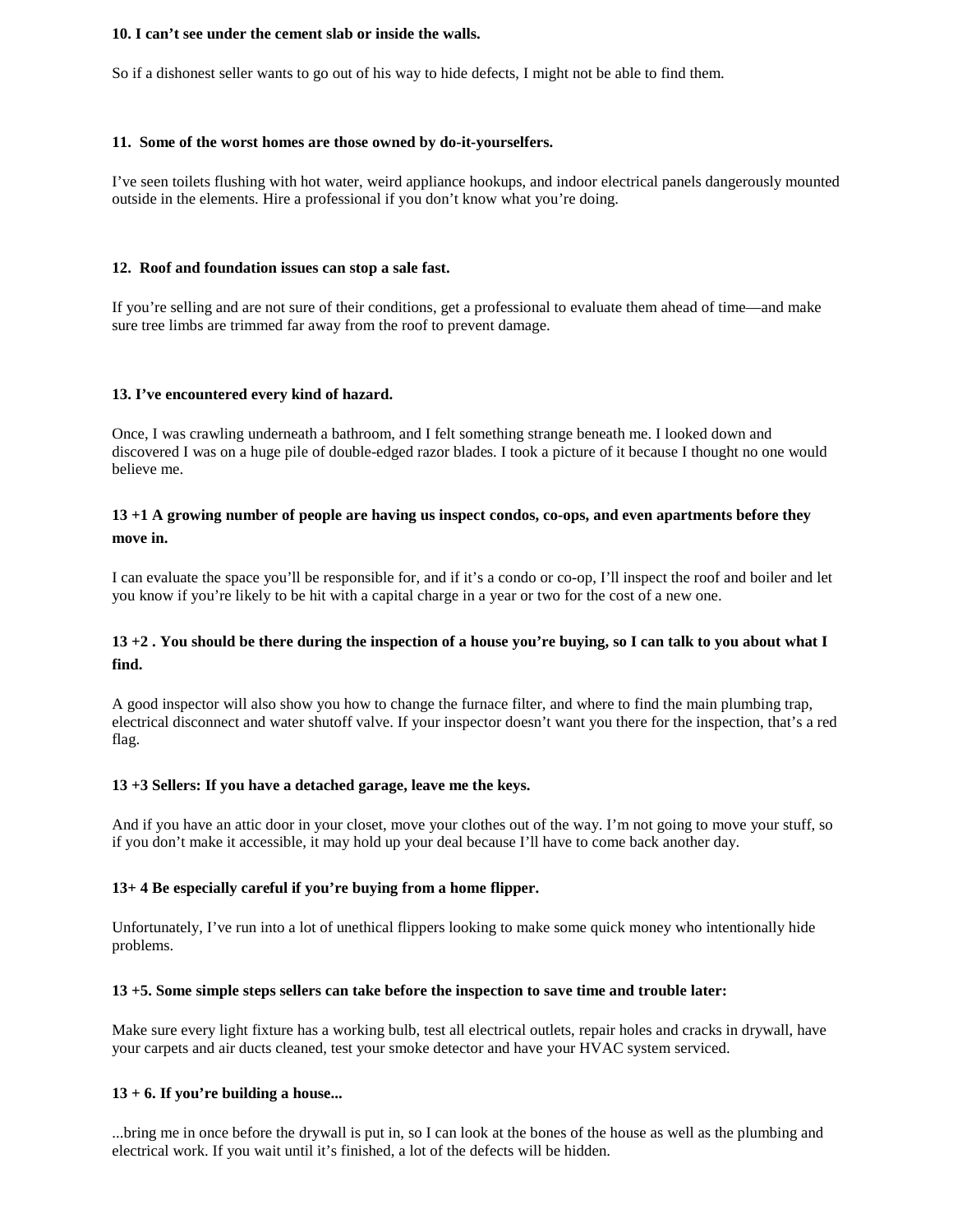**10. I can't see under the cement slab or inside the walls.**

So if a dishonest seller wants to go out of his way to hide defects, I might not be able to find them.

**11. Some of the worst homes are those owned by do-it-yourselfers.**

I've seen toilets flushing with hot water, weird appliance hookups, and indoor electrical panels dangerously mounted outside in the elements. Hire a professional if you don't know what you're doing.

**12. Roof and foundation issues can stop a sale fast.**

If you're selling and are not sure of their conditions, get a professional to evaluate them ahead of time—and make sure tree limbs are trimmed far away from the roof to prevent damage.

**13. I've encountered every kind of hazard.**

Once, I was crawling underneath a bathroom, and I felt something strange beneath me. I looked down and discovered I was on a huge pile of double-edged razor blades. I took a picture of it because I thought no one would believe me.

**13 +1 A growing number of people are having us inspect condos, co-ops, and even apartments before they move in.**

I can evaluate the space you'll be responsible for, and if it's a condo or co-op, I'll inspect the roof and boiler and let you know if you're likely to be hit with a capital charge in a year or two for the cost of a new one.

**13 +2 . You should be there during the inspection of a house you're buying, so I can talk to you about what I find.**

A good inspector will also show you how to change the furnace filter, and where to find the main plumbing trap, electrical disconnect and water shutoff valve. If your inspector doesn't want you there for the inspection, that's a red flag.

**13 +3 Sellers: If you have a detached garage, leave me the keys.**

And if you have an attic door in your closet, move your clothes out of the way. I'm not going to move your stuff, so if you don't make it accessible, it may hold up your deal because I'll have to come back another day.

**13+ 4 Be especially careful if you're buying from a home flipper.**

Unfortunately, I've run into a lot of unethical flippers looking to make some quick money who intentionally hide problems.

**13 +5. Some simple steps sellers can take before the inspection to save time and trouble later:**

Make sure every light fixture has a working bulb, test all electrical outlets, repair holes and cracks in drywall, have your carpets and air ducts cleaned, test your smoke detector and have your HVAC system serviced.

**13 + 6. If you're building a house...**

...bring me in once before the drywall is put in, so I can look at the bones of the house as well as the plumbing and electrical work. If you wait until it's finished, a lot of the defects will be hidden.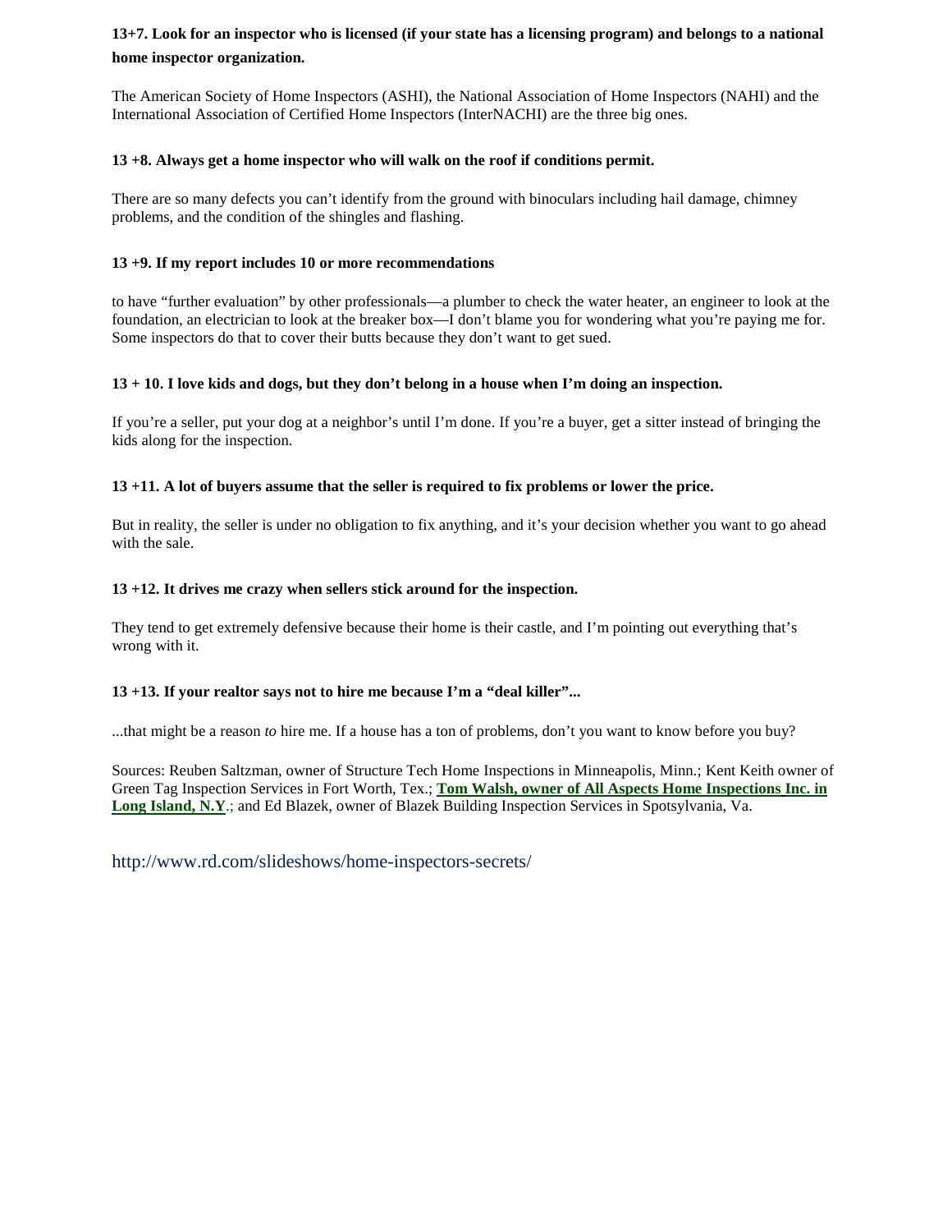**13+7. Look for an inspector who is licensed (if your state has a licensing program) and belongs to a national home inspector organization.**

The American Society of Home Inspectors (ASHI), the National Association of Home Inspectors (NAHI) and the International Association of Certified Home Inspectors (InterNACHI) are the three big ones.

**13 +8. Always get a home inspector who will walk on the roof if conditions permit.**

There are so many defects you can't identify from the ground with binoculars including hail damage, chimney problems, and the condition of the shingles and flashing.

**13 +9. If my report includes 10 or more recommendations**

to have "further evaluation" by other professionals—a plumber to check the water heater, an engineer to look at the foundation, an electrician to look at the breaker box—I don't blame you for wondering what you're paying me for. Some inspectors do that to cover their butts because they don't want to get sued.

**13 + 10. I love kids and dogs, but they don't belong in a house when I'm doing an inspection.**

If you're a seller, put your dog at a neighbor's until I'm done. If you're a buyer, get a sitter instead of bringing the kids along for the inspection.

**13 +11. A lot of buyers assume that the seller is required to fix problems or lower the price.**

But in reality, the seller is under no obligation to fix anything, and it's your decision whether you want to go ahead with the sale.

**13 +12. It drives me crazy when sellers stick around for the inspection.**

They tend to get extremely defensive because their home is their castle, and I'm pointing out everything that's wrong with it.

**13 +13. If your realtor says not to hire me because I'm a "deal killer"...**

...that might be a reason *to* hire me. If a house has a ton of problems, don't you want to know before you buy?

Sources: Reuben Saltzman, owner of Structure Tech Home Inspections in Minneapolis, Minn.; Kent Keith owner of Green Tag Inspection Services in Fort Worth, Tex.; **Tom Walsh, owner of All Aspects Home Inspections Inc. in Long Island, N.Y**.; and Ed Blazek, owner of Blazek Building Inspection Services in Spotsylvania, Va.

http://www.rd.com/slideshows/home-inspectors-secrets/